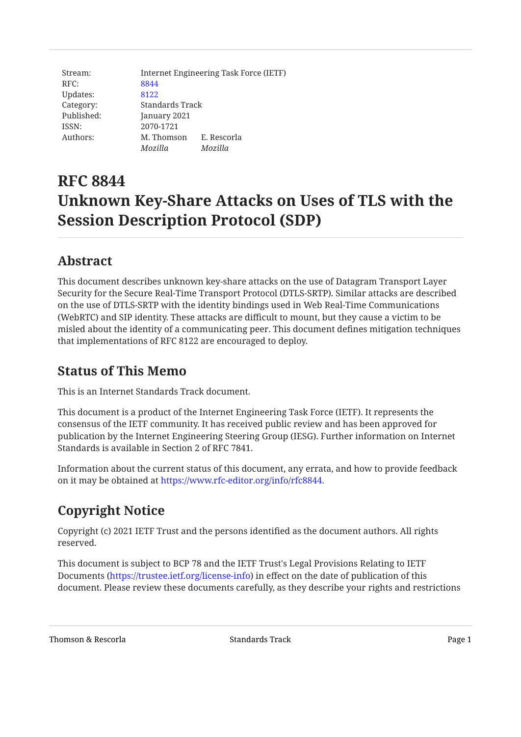| | | |
|---|---|---|
| Stream: | Internet Engineering Task Force (IETF) | |
| RFC: | 8844 | |
| Updates: | 8122 | |
| Category: | Standards Track | |
| Published: | January 2021 | |
| ISSN: | 2070-1721 | |
| Authors: | M. Thomson *Mozilla* | E. Rescorla *Mozilla* |

# RFC 8844 Unknown Key-Share Attacks on Uses of TLS with the Session Description Protocol (SDP)

## Abstract

This document describes unknown key-share attacks on the use of Datagram Transport Layer Security for the Secure Real-Time Transport Protocol (DTLS-SRTP). Similar attacks are described on the use of DTLS-SRTP with the identity bindings used in Web Real-Time Communications (WebRTC) and SIP identity. These attacks are difficult to mount, but they cause a victim to be misled about the identity of a communicating peer. This document defines mitigation techniques that implementations of RFC 8122 are encouraged to deploy.

## Status of This Memo

This is an Internet Standards Track document.

This document is a product of the Internet Engineering Task Force (IETF). It represents the consensus of the IETF community. It has received public review and has been approved for publication by the Internet Engineering Steering Group (IESG). Further information on Internet Standards is available in Section 2 of RFC 7841.

Information about the current status of this document, any errata, and how to provide feedback on it may be obtained at https://www.rfc-editor.org/info/rfc8844.

## Copyright Notice

Copyright (c) 2021 IETF Trust and the persons identified as the document authors. All rights reserved.

This document is subject to BCP 78 and the IETF Trust's Legal Provisions Relating to IETF Documents (https://trustee.ietf.org/license-info) in effect on the date of publication of this document. Please review these documents carefully, as they describe your rights and restrictions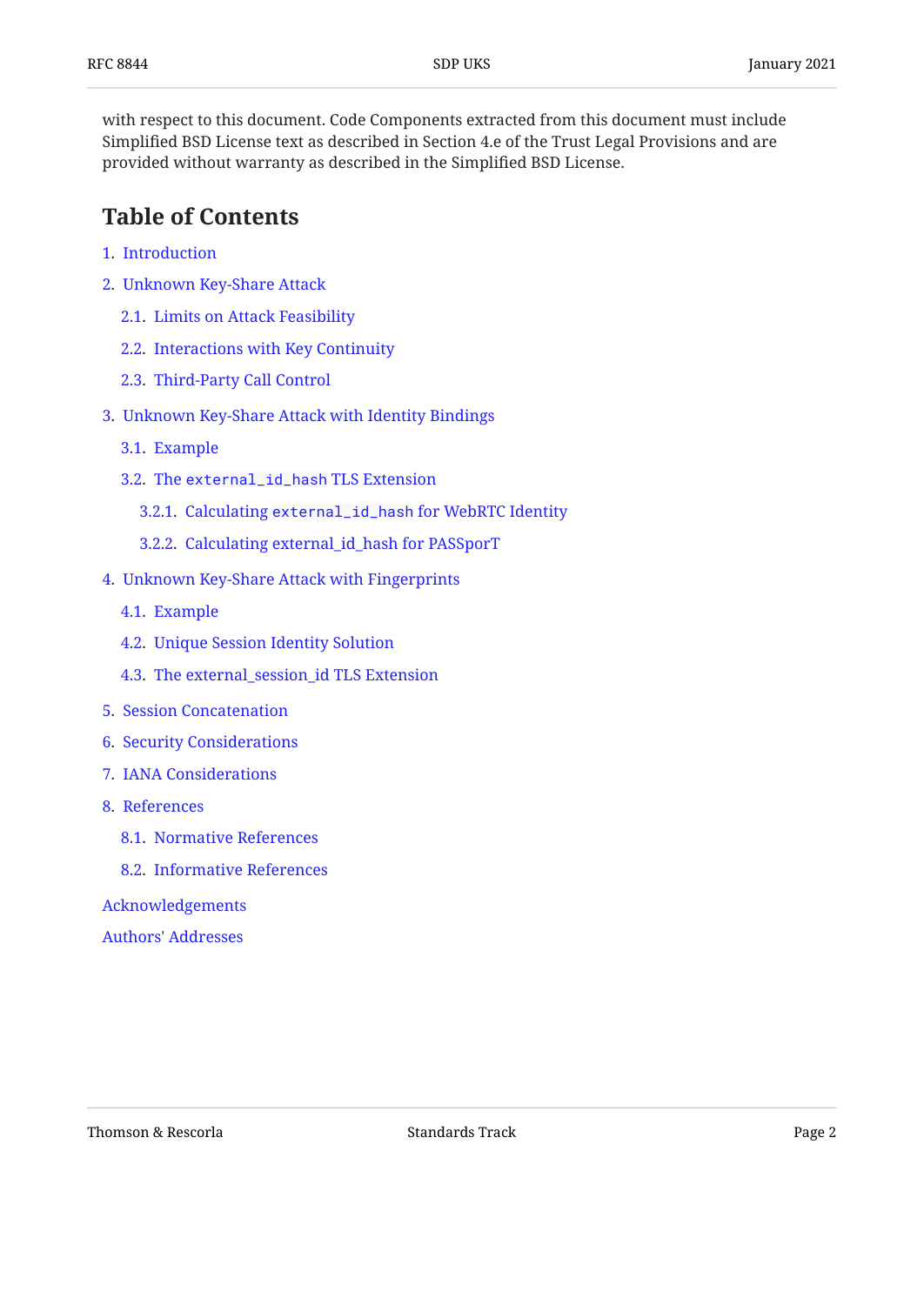with respect to this document. Code Components extracted from this document must include Simplified BSD License text as described in Section 4.e of the Trust Legal Provisions and are provided without warranty as described in the Simplified BSD License.

## Table of Contents

1. Introduction
2. Unknown Key-Share Attack
   - 2.1. Limits on Attack Feasibility
   - 2.2. Interactions with Key Continuity
   - 2.3. Third-Party Call Control
3. Unknown Key-Share Attack with Identity Bindings
   - 3.1. Example
   - 3.2. The `external_id_hash` TLS Extension
     - 3.2.1. Calculating `external_id_hash` for WebRTC Identity
     - 3.2.2. Calculating external_id_hash for PASSporT
4. Unknown Key-Share Attack with Fingerprints
   - 4.1. Example
   - 4.2. Unique Session Identity Solution
   - 4.3. The external_session_id TLS Extension
5. Session Concatenation
6. Security Considerations
7. IANA Considerations
8. References
   - 8.1. Normative References
   - 8.2. Informative References

Acknowledgements

Authors' Addresses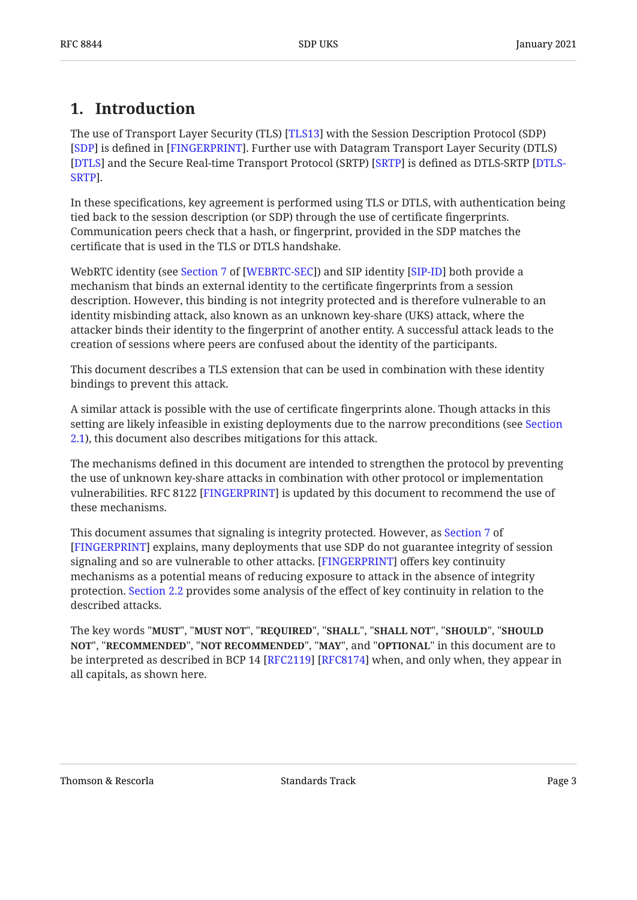# 1. Introduction

The use of Transport Layer Security (TLS) [TLS13] with the Session Description Protocol (SDP) [SDP] is defined in [FINGERPRINT]. Further use with Datagram Transport Layer Security (DTLS) [DTLS] and the Secure Real-time Transport Protocol (SRTP) [SRTP] is defined as DTLS-SRTP [DTLS-SRTP].

In these specifications, key agreement is performed using TLS or DTLS, with authentication being tied back to the session description (or SDP) through the use of certificate fingerprints. Communication peers check that a hash, or fingerprint, provided in the SDP matches the certificate that is used in the TLS or DTLS handshake.

WebRTC identity (see Section 7 of [WEBRTC-SEC]) and SIP identity [SIP-ID] both provide a mechanism that binds an external identity to the certificate fingerprints from a session description. However, this binding is not integrity protected and is therefore vulnerable to an identity misbinding attack, also known as an unknown key-share (UKS) attack, where the attacker binds their identity to the fingerprint of another entity. A successful attack leads to the creation of sessions where peers are confused about the identity of the participants.

This document describes a TLS extension that can be used in combination with these identity bindings to prevent this attack.

A similar attack is possible with the use of certificate fingerprints alone. Though attacks in this setting are likely infeasible in existing deployments due to the narrow preconditions (see Section 2.1), this document also describes mitigations for this attack.

The mechanisms defined in this document are intended to strengthen the protocol by preventing the use of unknown key-share attacks in combination with other protocol or implementation vulnerabilities. RFC 8122 [FINGERPRINT] is updated by this document to recommend the use of these mechanisms.

This document assumes that signaling is integrity protected. However, as Section 7 of [FINGERPRINT] explains, many deployments that use SDP do not guarantee integrity of session signaling and so are vulnerable to other attacks. [FINGERPRINT] offers key continuity mechanisms as a potential means of reducing exposure to attack in the absence of integrity protection. Section 2.2 provides some analysis of the effect of key continuity in relation to the described attacks.

The key words "**MUST**", "**MUST NOT**", "**REQUIRED**", "**SHALL**", "**SHALL NOT**", "**SHOULD**", "**SHOULD NOT**", "**RECOMMENDED**", "**NOT RECOMMENDED**", "**MAY**", and "**OPTIONAL**" in this document are to be interpreted as described in BCP 14 [RFC2119] [RFC8174] when, and only when, they appear in all capitals, as shown here.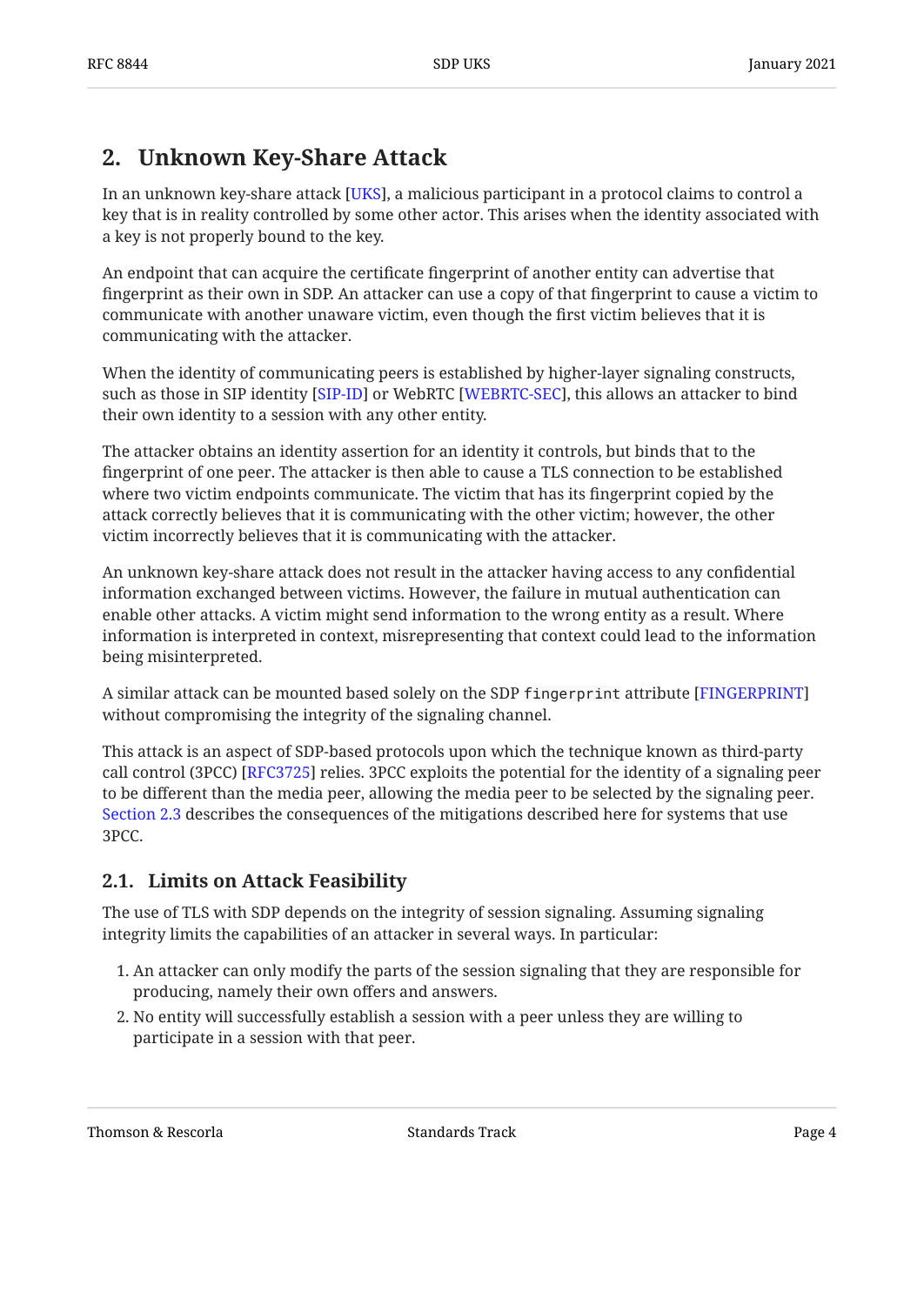## 2. Unknown Key-Share Attack

In an unknown key-share attack [UKS], a malicious participant in a protocol claims to control a key that is in reality controlled by some other actor. This arises when the identity associated with a key is not properly bound to the key.

An endpoint that can acquire the certificate fingerprint of another entity can advertise that fingerprint as their own in SDP. An attacker can use a copy of that fingerprint to cause a victim to communicate with another unaware victim, even though the first victim believes that it is communicating with the attacker.

When the identity of communicating peers is established by higher-layer signaling constructs, such as those in SIP identity [SIP-ID] or WebRTC [WEBRTC-SEC], this allows an attacker to bind their own identity to a session with any other entity.

The attacker obtains an identity assertion for an identity it controls, but binds that to the fingerprint of one peer. The attacker is then able to cause a TLS connection to be established where two victim endpoints communicate. The victim that has its fingerprint copied by the attack correctly believes that it is communicating with the other victim; however, the other victim incorrectly believes that it is communicating with the attacker.

An unknown key-share attack does not result in the attacker having access to any confidential information exchanged between victims. However, the failure in mutual authentication can enable other attacks. A victim might send information to the wrong entity as a result. Where information is interpreted in context, misrepresenting that context could lead to the information being misinterpreted.

A similar attack can be mounted based solely on the SDP `fingerprint` attribute [FINGERPRINT] without compromising the integrity of the signaling channel.

This attack is an aspect of SDP-based protocols upon which the technique known as third-party call control (3PCC) [RFC3725] relies. 3PCC exploits the potential for the identity of a signaling peer to be different than the media peer, allowing the media peer to be selected by the signaling peer. Section 2.3 describes the consequences of the mitigations described here for systems that use 3PCC.

### 2.1. Limits on Attack Feasibility

The use of TLS with SDP depends on the integrity of session signaling. Assuming signaling integrity limits the capabilities of an attacker in several ways. In particular:

1. An attacker can only modify the parts of the session signaling that they are responsible for producing, namely their own offers and answers.
2. No entity will successfully establish a session with a peer unless they are willing to participate in a session with that peer.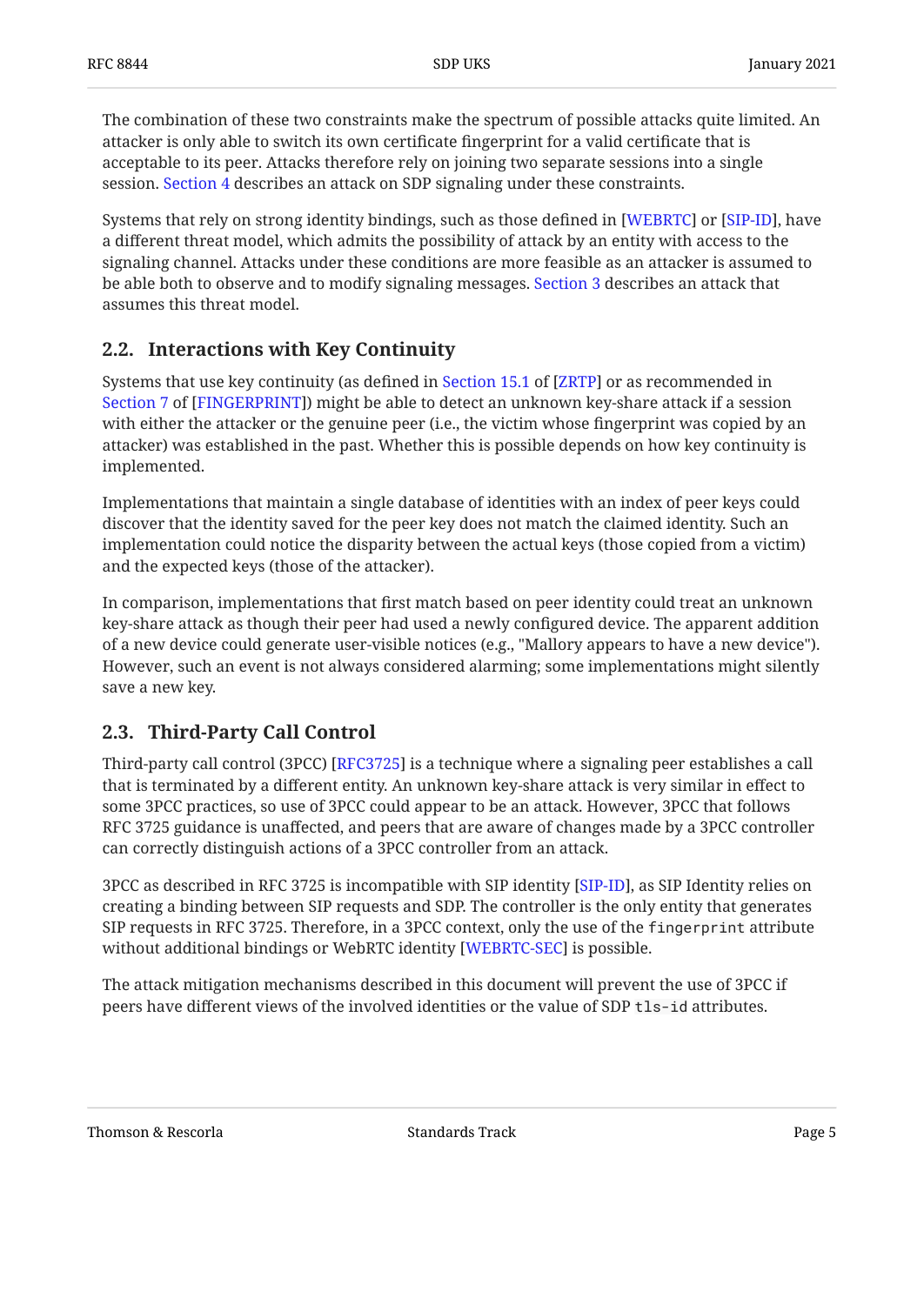The combination of these two constraints make the spectrum of possible attacks quite limited. An attacker is only able to switch its own certificate fingerprint for a valid certificate that is acceptable to its peer. Attacks therefore rely on joining two separate sessions into a single session. Section 4 describes an attack on SDP signaling under these constraints.

Systems that rely on strong identity bindings, such as those defined in [WEBRTC] or [SIP-ID], have a different threat model, which admits the possibility of attack by an entity with access to the signaling channel. Attacks under these conditions are more feasible as an attacker is assumed to be able both to observe and to modify signaling messages. Section 3 describes an attack that assumes this threat model.

## 2.2. Interactions with Key Continuity

Systems that use key continuity (as defined in Section 15.1 of [ZRTP] or as recommended in Section 7 of [FINGERPRINT]) might be able to detect an unknown key-share attack if a session with either the attacker or the genuine peer (i.e., the victim whose fingerprint was copied by an attacker) was established in the past. Whether this is possible depends on how key continuity is implemented.

Implementations that maintain a single database of identities with an index of peer keys could discover that the identity saved for the peer key does not match the claimed identity. Such an implementation could notice the disparity between the actual keys (those copied from a victim) and the expected keys (those of the attacker).

In comparison, implementations that first match based on peer identity could treat an unknown key-share attack as though their peer had used a newly configured device. The apparent addition of a new device could generate user-visible notices (e.g., "Mallory appears to have a new device"). However, such an event is not always considered alarming; some implementations might silently save a new key.

## 2.3. Third-Party Call Control

Third-party call control (3PCC) [RFC3725] is a technique where a signaling peer establishes a call that is terminated by a different entity. An unknown key-share attack is very similar in effect to some 3PCC practices, so use of 3PCC could appear to be an attack. However, 3PCC that follows RFC 3725 guidance is unaffected, and peers that are aware of changes made by a 3PCC controller can correctly distinguish actions of a 3PCC controller from an attack.

3PCC as described in RFC 3725 is incompatible with SIP identity [SIP-ID], as SIP Identity relies on creating a binding between SIP requests and SDP. The controller is the only entity that generates SIP requests in RFC 3725. Therefore, in a 3PCC context, only the use of the `fingerprint` attribute without additional bindings or WebRTC identity [WEBRTC-SEC] is possible.

The attack mitigation mechanisms described in this document will prevent the use of 3PCC if peers have different views of the involved identities or the value of SDP `tls-id` attributes.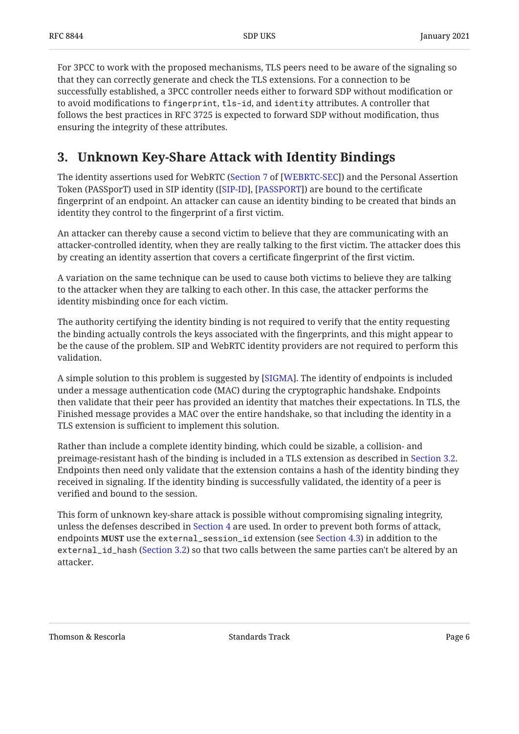For 3PCC to work with the proposed mechanisms, TLS peers need to be aware of the signaling so that they can correctly generate and check the TLS extensions. For a connection to be successfully established, a 3PCC controller needs either to forward SDP without modification or to avoid modifications to `fingerprint`, `tls-id`, and `identity` attributes. A controller that follows the best practices in RFC 3725 is expected to forward SDP without modification, thus ensuring the integrity of these attributes.

## 3. Unknown Key-Share Attack with Identity Bindings

The identity assertions used for WebRTC (Section 7 of [WEBRTC-SEC]) and the Personal Assertion Token (PASSporT) used in SIP identity ([SIP-ID], [PASSPORT]) are bound to the certificate fingerprint of an endpoint. An attacker can cause an identity binding to be created that binds an identity they control to the fingerprint of a first victim.

An attacker can thereby cause a second victim to believe that they are communicating with an attacker-controlled identity, when they are really talking to the first victim. The attacker does this by creating an identity assertion that covers a certificate fingerprint of the first victim.

A variation on the same technique can be used to cause both victims to believe they are talking to the attacker when they are talking to each other. In this case, the attacker performs the identity misbinding once for each victim.

The authority certifying the identity binding is not required to verify that the entity requesting the binding actually controls the keys associated with the fingerprints, and this might appear to be the cause of the problem. SIP and WebRTC identity providers are not required to perform this validation.

A simple solution to this problem is suggested by [SIGMA]. The identity of endpoints is included under a message authentication code (MAC) during the cryptographic handshake. Endpoints then validate that their peer has provided an identity that matches their expectations. In TLS, the Finished message provides a MAC over the entire handshake, so that including the identity in a TLS extension is sufficient to implement this solution.

Rather than include a complete identity binding, which could be sizable, a collision- and preimage-resistant hash of the binding is included in a TLS extension as described in Section 3.2. Endpoints then need only validate that the extension contains a hash of the identity binding they received in signaling. If the identity binding is successfully validated, the identity of a peer is verified and bound to the session.

This form of unknown key-share attack is possible without compromising signaling integrity, unless the defenses described in Section 4 are used. In order to prevent both forms of attack, endpoints **MUST** use the `external_session_id` extension (see Section 4.3) in addition to the `external_id_hash` (Section 3.2) so that two calls between the same parties can't be altered by an attacker.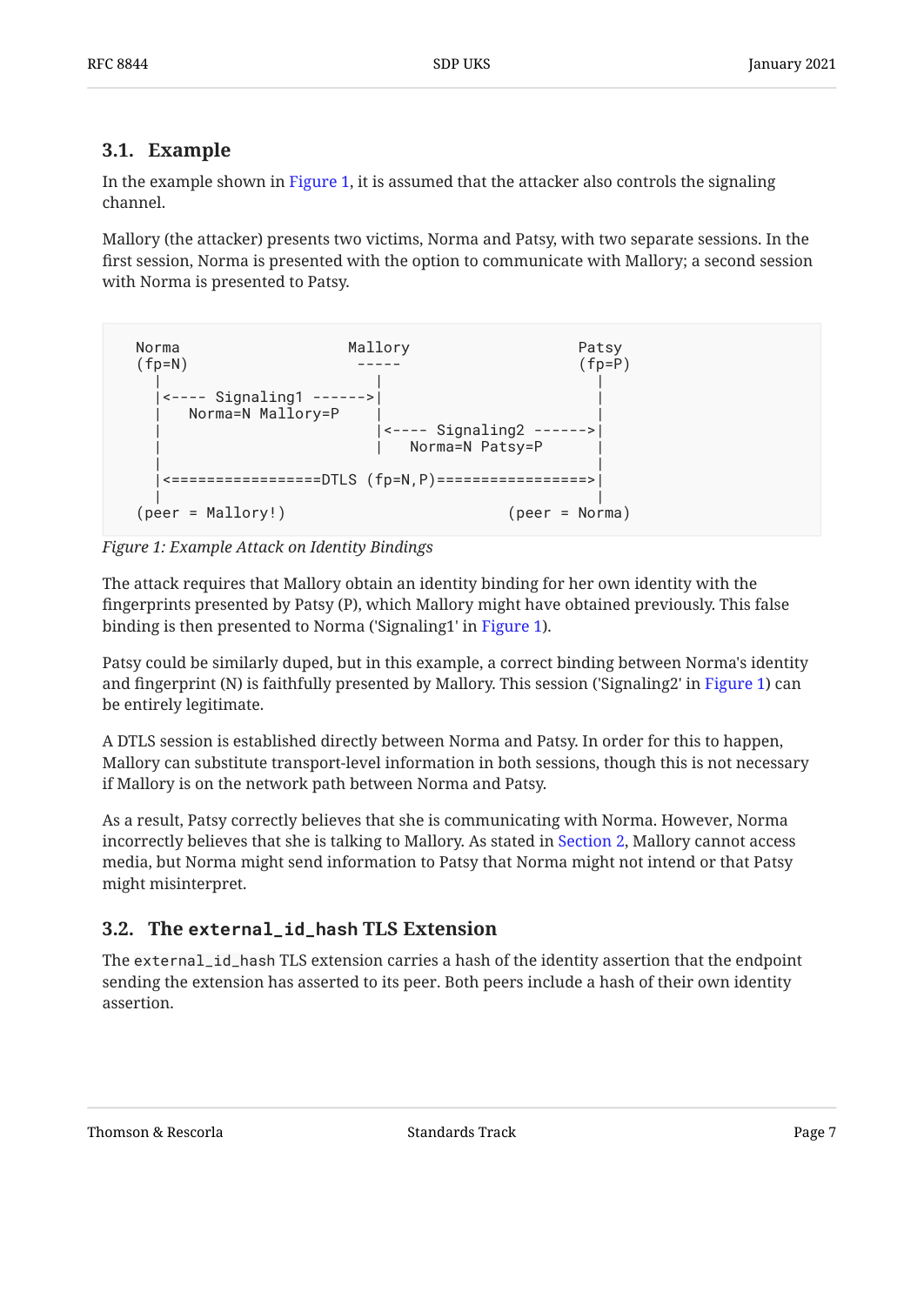### 3.1. Example

In the example shown in Figure 1, it is assumed that the attacker also controls the signaling channel.

Mallory (the attacker) presents two victims, Norma and Patsy, with two separate sessions. In the first session, Norma is presented with the option to communicate with Mallory; a second session with Norma is presented to Patsy.

```
  Norma                   Mallory                   Patsy
  (fp=N)                   -----                   (fp=P)
    |                        |                        |
    |<---- Signaling1 ------>|                        |
    |   Norma=N Mallory=P    |                        |
    |                        |<---- Signaling2 ------>|
    |                        |   Norma=N Patsy=P      |
    |                                                 |
    |<=================DTLS (fp=N,P)=================>|
    |                                                 |
  (peer = Mallory!)                         (peer = Norma)
```

*Figure 1: Example Attack on Identity Bindings*

The attack requires that Mallory obtain an identity binding for her own identity with the fingerprints presented by Patsy (P), which Mallory might have obtained previously. This false binding is then presented to Norma ('Signaling1' in Figure 1).

Patsy could be similarly duped, but in this example, a correct binding between Norma's identity and fingerprint (N) is faithfully presented by Mallory. This session ('Signaling2' in Figure 1) can be entirely legitimate.

A DTLS session is established directly between Norma and Patsy. In order for this to happen, Mallory can substitute transport-level information in both sessions, though this is not necessary if Mallory is on the network path between Norma and Patsy.

As a result, Patsy correctly believes that she is communicating with Norma. However, Norma incorrectly believes that she is talking to Mallory. As stated in Section 2, Mallory cannot access media, but Norma might send information to Patsy that Norma might not intend or that Patsy might misinterpret.

### 3.2. The `external_id_hash` TLS Extension

The `external_id_hash` TLS extension carries a hash of the identity assertion that the endpoint sending the extension has asserted to its peer. Both peers include a hash of their own identity assertion.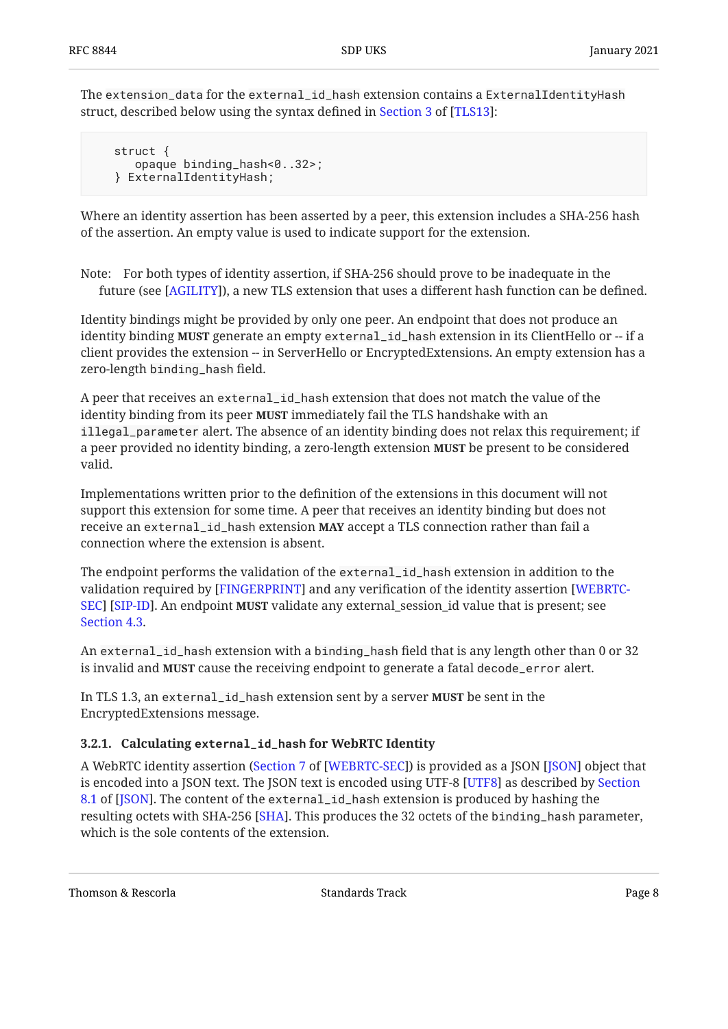The `extension_data` for the `external_id_hash` extension contains a `ExternalIdentityHash` struct, described below using the syntax defined in Section 3 of [TLS13]:

```
struct {
   opaque binding_hash<0..32>;
} ExternalIdentityHash;
```

Where an identity assertion has been asserted by a peer, this extension includes a SHA-256 hash of the assertion. An empty value is used to indicate support for the extension.

Note: For both types of identity assertion, if SHA-256 should prove to be inadequate in the future (see [AGILITY]), a new TLS extension that uses a different hash function can be defined.

Identity bindings might be provided by only one peer. An endpoint that does not produce an identity binding **MUST** generate an empty `external_id_hash` extension in its ClientHello or -- if a client provides the extension -- in ServerHello or EncryptedExtensions. An empty extension has a zero-length `binding_hash` field.

A peer that receives an `external_id_hash` extension that does not match the value of the identity binding from its peer **MUST** immediately fail the TLS handshake with an `illegal_parameter` alert. The absence of an identity binding does not relax this requirement; if a peer provided no identity binding, a zero-length extension **MUST** be present to be considered valid.

Implementations written prior to the definition of the extensions in this document will not support this extension for some time. A peer that receives an identity binding but does not receive an `external_id_hash` extension **MAY** accept a TLS connection rather than fail a connection where the extension is absent.

The endpoint performs the validation of the `external_id_hash` extension in addition to the validation required by [FINGERPRINT] and any verification of the identity assertion [WEBRTC-SEC] [SIP-ID]. An endpoint **MUST** validate any external_session_id value that is present; see Section 4.3.

An `external_id_hash` extension with a `binding_hash` field that is any length other than 0 or 32 is invalid and **MUST** cause the receiving endpoint to generate a fatal `decode_error` alert.

In TLS 1.3, an `external_id_hash` extension sent by a server **MUST** be sent in the EncryptedExtensions message.

### 3.2.1. Calculating `external_id_hash` for WebRTC Identity

A WebRTC identity assertion (Section 7 of [WEBRTC-SEC]) is provided as a JSON [JSON] object that is encoded into a JSON text. The JSON text is encoded using UTF-8 [UTF8] as described by Section 8.1 of [JSON]. The content of the `external_id_hash` extension is produced by hashing the resulting octets with SHA-256 [SHA]. This produces the 32 octets of the `binding_hash` parameter, which is the sole contents of the extension.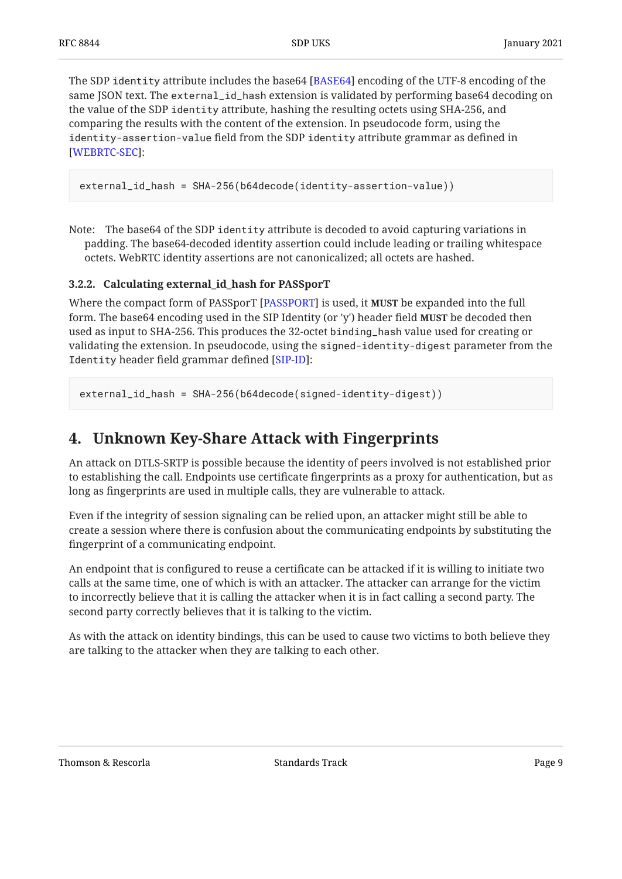The SDP `identity` attribute includes the base64 [BASE64] encoding of the UTF-8 encoding of the same JSON text. The `external_id_hash` extension is validated by performing base64 decoding on the value of the SDP `identity` attribute, hashing the resulting octets using SHA-256, and comparing the results with the content of the extension. In pseudocode form, using the `identity-assertion-value` field from the SDP `identity` attribute grammar as defined in [WEBRTC-SEC]:

```
external_id_hash = SHA-256(b64decode(identity-assertion-value))
```

Note: The base64 of the SDP `identity` attribute is decoded to avoid capturing variations in padding. The base64-decoded identity assertion could include leading or trailing whitespace octets. WebRTC identity assertions are not canonicalized; all octets are hashed.

#### 3.2.2. Calculating external_id_hash for PASSporT

Where the compact form of PASSporT [PASSPORT] is used, it **MUST** be expanded into the full form. The base64 encoding used in the SIP Identity (or 'y') header field **MUST** be decoded then used as input to SHA-256. This produces the 32-octet `binding_hash` value used for creating or validating the extension. In pseudocode, using the `signed-identity-digest` parameter from the `Identity` header field grammar defined [SIP-ID]:

```
external_id_hash = SHA-256(b64decode(signed-identity-digest))
```

## 4. Unknown Key-Share Attack with Fingerprints

An attack on DTLS-SRTP is possible because the identity of peers involved is not established prior to establishing the call. Endpoints use certificate fingerprints as a proxy for authentication, but as long as fingerprints are used in multiple calls, they are vulnerable to attack.

Even if the integrity of session signaling can be relied upon, an attacker might still be able to create a session where there is confusion about the communicating endpoints by substituting the fingerprint of a communicating endpoint.

An endpoint that is configured to reuse a certificate can be attacked if it is willing to initiate two calls at the same time, one of which is with an attacker. The attacker can arrange for the victim to incorrectly believe that it is calling the attacker when it is in fact calling a second party. The second party correctly believes that it is talking to the victim.

As with the attack on identity bindings, this can be used to cause two victims to both believe they are talking to the attacker when they are talking to each other.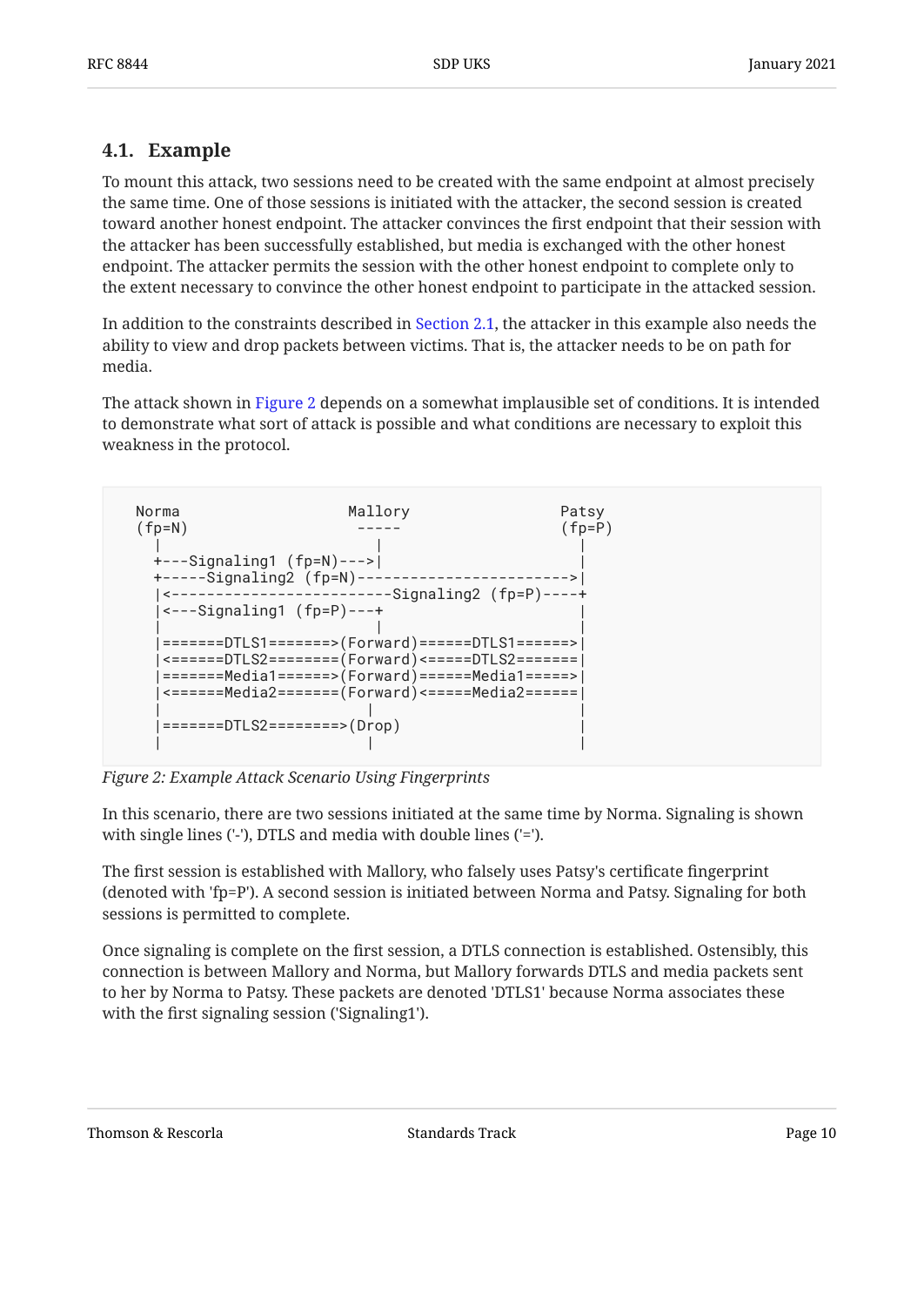### 4.1. Example

To mount this attack, two sessions need to be created with the same endpoint at almost precisely the same time. One of those sessions is initiated with the attacker, the second session is created toward another honest endpoint. The attacker convinces the first endpoint that their session with the attacker has been successfully established, but media is exchanged with the other honest endpoint. The attacker permits the session with the other honest endpoint to complete only to the extent necessary to convince the other honest endpoint to participate in the attacked session.

In addition to the constraints described in Section 2.1, the attacker in this example also needs the ability to view and drop packets between victims. That is, the attacker needs to be on path for media.

The attack shown in Figure 2 depends on a somewhat implausible set of conditions. It is intended to demonstrate what sort of attack is possible and what conditions are necessary to exploit this weakness in the protocol.

```
  Norma                   Mallory                 Patsy
  (fp=N)                   -----                  (fp=P)
    |                        |                        |
    +---Signaling1 (fp=N)--->|                        |
    +-----Signaling2 (fp=N)------------------------>|
    |<-------------------------Signaling2 (fp=P)----+
    |<---Signaling1 (fp=P)---+                        |
    |                        |                        |
    |=======DTLS1=======>(Forward)======DTLS1======>|
    |<======DTLS2========(Forward)<=====DTLS2=======|
    |======Media1======>(Forward)======Media1=====>|
    |<======Media2=======(Forward)<=====Media2======|
    |                        |                        |
    |=======DTLS2========>(Drop)                      |
    |                        |                        |
```

*Figure 2: Example Attack Scenario Using Fingerprints*

In this scenario, there are two sessions initiated at the same time by Norma. Signaling is shown with single lines ('-'), DTLS and media with double lines ('=').

The first session is established with Mallory, who falsely uses Patsy's certificate fingerprint (denoted with 'fp=P'). A second session is initiated between Norma and Patsy. Signaling for both sessions is permitted to complete.

Once signaling is complete on the first session, a DTLS connection is established. Ostensibly, this connection is between Mallory and Norma, but Mallory forwards DTLS and media packets sent to her by Norma to Patsy. These packets are denoted 'DTLS1' because Norma associates these with the first signaling session ('Signaling1').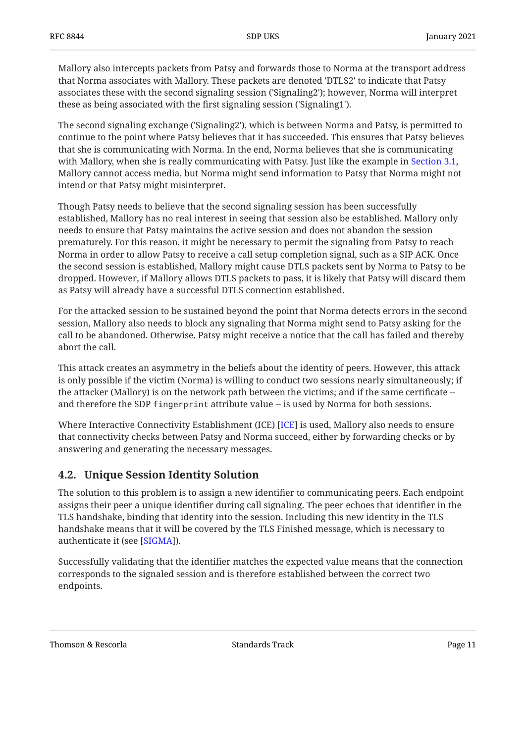Mallory also intercepts packets from Patsy and forwards those to Norma at the transport address that Norma associates with Mallory. These packets are denoted 'DTLS2' to indicate that Patsy associates these with the second signaling session ('Signaling2'); however, Norma will interpret these as being associated with the first signaling session ('Signaling1').

The second signaling exchange ('Signaling2'), which is between Norma and Patsy, is permitted to continue to the point where Patsy believes that it has succeeded. This ensures that Patsy believes that she is communicating with Norma. In the end, Norma believes that she is communicating with Mallory, when she is really communicating with Patsy. Just like the example in Section 3.1, Mallory cannot access media, but Norma might send information to Patsy that Norma might not intend or that Patsy might misinterpret.

Though Patsy needs to believe that the second signaling session has been successfully established, Mallory has no real interest in seeing that session also be established. Mallory only needs to ensure that Patsy maintains the active session and does not abandon the session prematurely. For this reason, it might be necessary to permit the signaling from Patsy to reach Norma in order to allow Patsy to receive a call setup completion signal, such as a SIP ACK. Once the second session is established, Mallory might cause DTLS packets sent by Norma to Patsy to be dropped. However, if Mallory allows DTLS packets to pass, it is likely that Patsy will discard them as Patsy will already have a successful DTLS connection established.

For the attacked session to be sustained beyond the point that Norma detects errors in the second session, Mallory also needs to block any signaling that Norma might send to Patsy asking for the call to be abandoned. Otherwise, Patsy might receive a notice that the call has failed and thereby abort the call.

This attack creates an asymmetry in the beliefs about the identity of peers. However, this attack is only possible if the victim (Norma) is willing to conduct two sessions nearly simultaneously; if the attacker (Mallory) is on the network path between the victims; and if the same certificate -- and therefore the SDP `fingerprint` attribute value -- is used by Norma for both sessions.

Where Interactive Connectivity Establishment (ICE) [ICE] is used, Mallory also needs to ensure that connectivity checks between Patsy and Norma succeed, either by forwarding checks or by answering and generating the necessary messages.

### 4.2. Unique Session Identity Solution

The solution to this problem is to assign a new identifier to communicating peers. Each endpoint assigns their peer a unique identifier during call signaling. The peer echoes that identifier in the TLS handshake, binding that identity into the session. Including this new identity in the TLS handshake means that it will be covered by the TLS Finished message, which is necessary to authenticate it (see [SIGMA]).

Successfully validating that the identifier matches the expected value means that the connection corresponds to the signaled session and is therefore established between the correct two endpoints.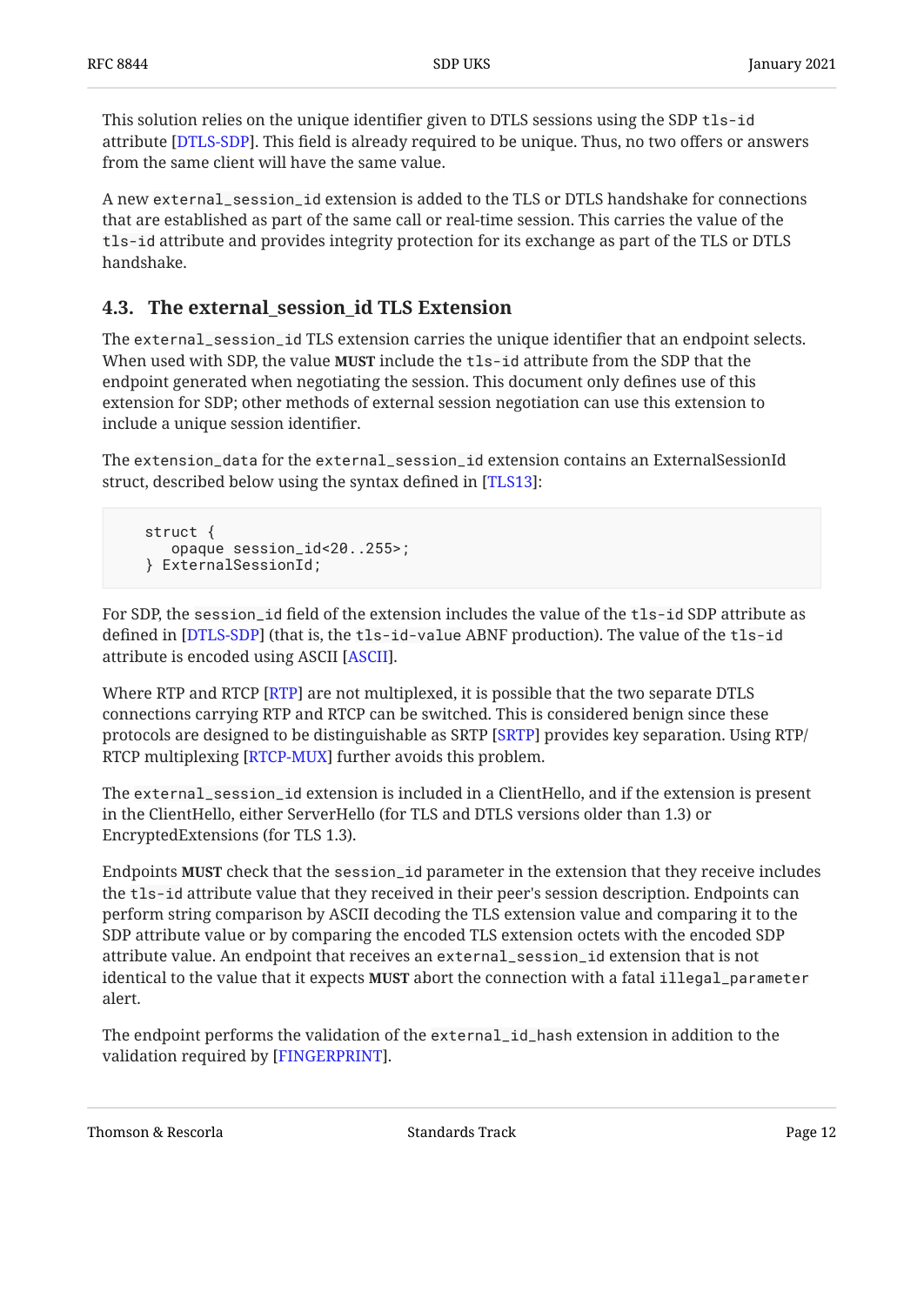This solution relies on the unique identifier given to DTLS sessions using the SDP `tls-id` attribute [DTLS-SDP]. This field is already required to be unique. Thus, no two offers or answers from the same client will have the same value.

A new `external_session_id` extension is added to the TLS or DTLS handshake for connections that are established as part of the same call or real-time session. This carries the value of the `tls-id` attribute and provides integrity protection for its exchange as part of the TLS or DTLS handshake.

### 4.3. The external_session_id TLS Extension

The `external_session_id` TLS extension carries the unique identifier that an endpoint selects. When used with SDP, the value **MUST** include the `tls-id` attribute from the SDP that the endpoint generated when negotiating the session. This document only defines use of this extension for SDP; other methods of external session negotiation can use this extension to include a unique session identifier.

The `extension_data` for the `external_session_id` extension contains an ExternalSessionId struct, described below using the syntax defined in [TLS13]:

```
   struct {
      opaque session_id<20..255>;
   } ExternalSessionId;
```

For SDP, the `session_id` field of the extension includes the value of the `tls-id` SDP attribute as defined in [DTLS-SDP] (that is, the `tls-id-value` ABNF production). The value of the `tls-id` attribute is encoded using ASCII [ASCII].

Where RTP and RTCP [RTP] are not multiplexed, it is possible that the two separate DTLS connections carrying RTP and RTCP can be switched. This is considered benign since these protocols are designed to be distinguishable as SRTP [SRTP] provides key separation. Using RTP/RTCP multiplexing [RTCP-MUX] further avoids this problem.

The `external_session_id` extension is included in a ClientHello, and if the extension is present in the ClientHello, either ServerHello (for TLS and DTLS versions older than 1.3) or EncryptedExtensions (for TLS 1.3).

Endpoints **MUST** check that the `session_id` parameter in the extension that they receive includes the `tls-id` attribute value that they received in their peer's session description. Endpoints can perform string comparison by ASCII decoding the TLS extension value and comparing it to the SDP attribute value or by comparing the encoded TLS extension octets with the encoded SDP attribute value. An endpoint that receives an `external_session_id` extension that is not identical to the value that it expects **MUST** abort the connection with a fatal `illegal_parameter` alert.

The endpoint performs the validation of the `external_id_hash` extension in addition to the validation required by [FINGERPRINT].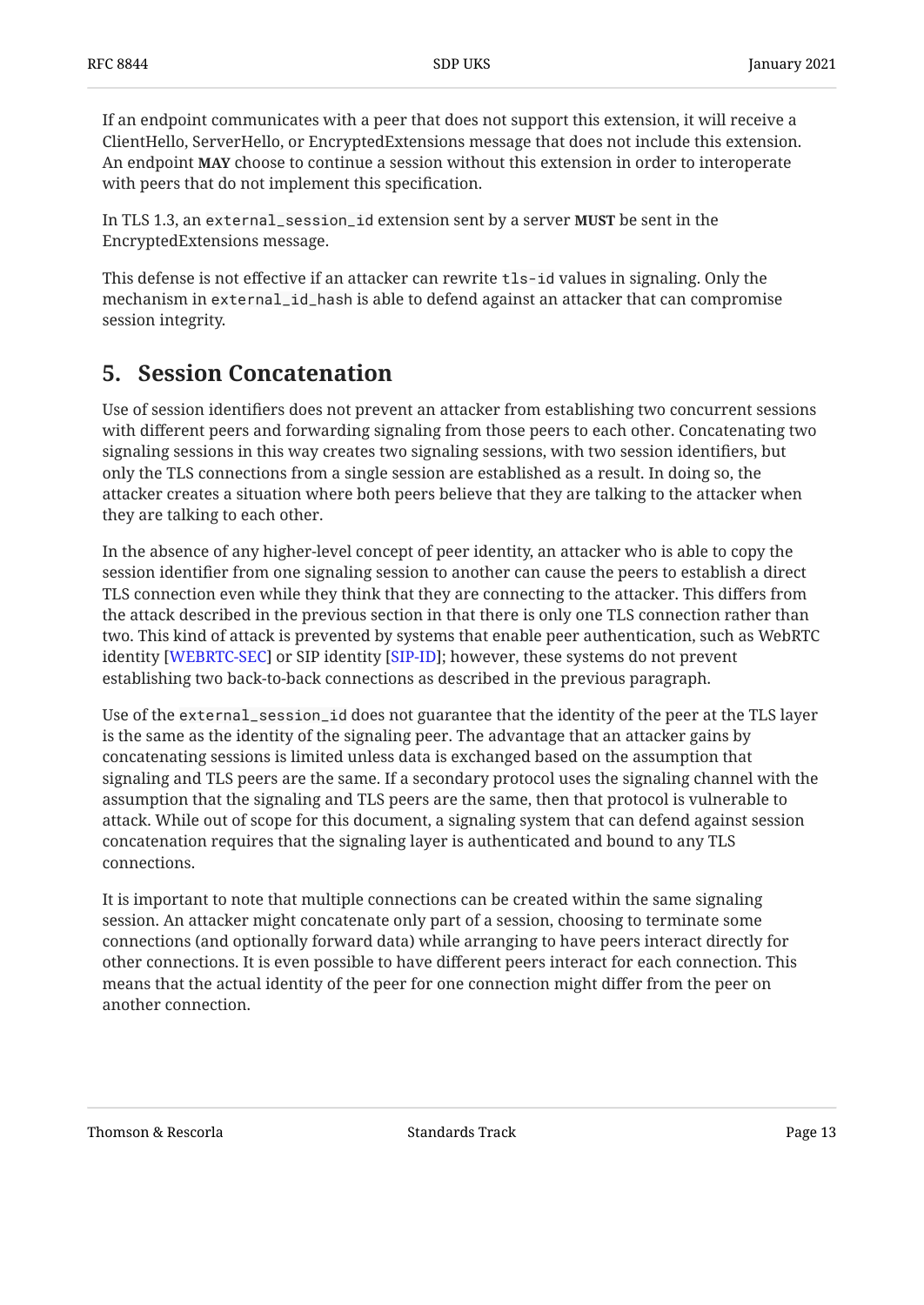If an endpoint communicates with a peer that does not support this extension, it will receive a ClientHello, ServerHello, or EncryptedExtensions message that does not include this extension. An endpoint **MAY** choose to continue a session without this extension in order to interoperate with peers that do not implement this specification.

In TLS 1.3, an `external_session_id` extension sent by a server **MUST** be sent in the EncryptedExtensions message.

This defense is not effective if an attacker can rewrite `tls-id` values in signaling. Only the mechanism in `external_id_hash` is able to defend against an attacker that can compromise session integrity.

## 5. Session Concatenation

Use of session identifiers does not prevent an attacker from establishing two concurrent sessions with different peers and forwarding signaling from those peers to each other. Concatenating two signaling sessions in this way creates two signaling sessions, with two session identifiers, but only the TLS connections from a single session are established as a result. In doing so, the attacker creates a situation where both peers believe that they are talking to the attacker when they are talking to each other.

In the absence of any higher-level concept of peer identity, an attacker who is able to copy the session identifier from one signaling session to another can cause the peers to establish a direct TLS connection even while they think that they are connecting to the attacker. This differs from the attack described in the previous section in that there is only one TLS connection rather than two. This kind of attack is prevented by systems that enable peer authentication, such as WebRTC identity [WEBRTC-SEC] or SIP identity [SIP-ID]; however, these systems do not prevent establishing two back-to-back connections as described in the previous paragraph.

Use of the `external_session_id` does not guarantee that the identity of the peer at the TLS layer is the same as the identity of the signaling peer. The advantage that an attacker gains by concatenating sessions is limited unless data is exchanged based on the assumption that signaling and TLS peers are the same. If a secondary protocol uses the signaling channel with the assumption that the signaling and TLS peers are the same, then that protocol is vulnerable to attack. While out of scope for this document, a signaling system that can defend against session concatenation requires that the signaling layer is authenticated and bound to any TLS connections.

It is important to note that multiple connections can be created within the same signaling session. An attacker might concatenate only part of a session, choosing to terminate some connections (and optionally forward data) while arranging to have peers interact directly for other connections. It is even possible to have different peers interact for each connection. This means that the actual identity of the peer for one connection might differ from the peer on another connection.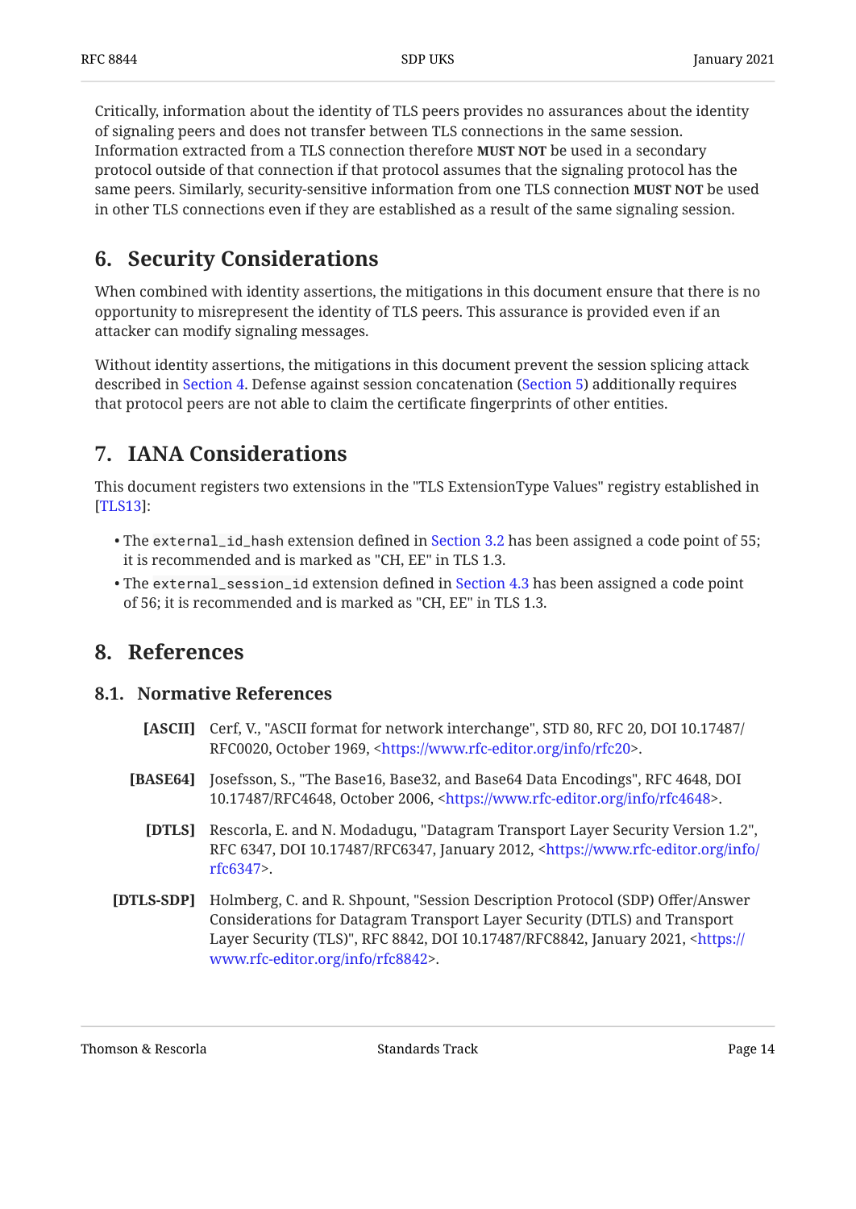Critically, information about the identity of TLS peers provides no assurances about the identity of signaling peers and does not transfer between TLS connections in the same session. Information extracted from a TLS connection therefore **MUST NOT** be used in a secondary protocol outside of that connection if that protocol assumes that the signaling protocol has the same peers. Similarly, security-sensitive information from one TLS connection **MUST NOT** be used in other TLS connections even if they are established as a result of the same signaling session.

## 6. Security Considerations

When combined with identity assertions, the mitigations in this document ensure that there is no opportunity to misrepresent the identity of TLS peers. This assurance is provided even if an attacker can modify signaling messages.

Without identity assertions, the mitigations in this document prevent the session splicing attack described in Section 4. Defense against session concatenation (Section 5) additionally requires that protocol peers are not able to claim the certificate fingerprints of other entities.

## 7. IANA Considerations

This document registers two extensions in the "TLS ExtensionType Values" registry established in [TLS13]:

- The `external_id_hash` extension defined in Section 3.2 has been assigned a code point of 55; it is recommended and is marked as "CH, EE" in TLS 1.3.
- The `external_session_id` extension defined in Section 4.3 has been assigned a code point of 56; it is recommended and is marked as "CH, EE" in TLS 1.3.

## 8. References

### 8.1. Normative References

**[ASCII]** Cerf, V., "ASCII format for network interchange", STD 80, RFC 20, DOI 10.17487/RFC0020, October 1969, <https://www.rfc-editor.org/info/rfc20>.

**[BASE64]** Josefsson, S., "The Base16, Base32, and Base64 Data Encodings", RFC 4648, DOI 10.17487/RFC4648, October 2006, <https://www.rfc-editor.org/info/rfc4648>.

**[DTLS]** Rescorla, E. and N. Modadugu, "Datagram Transport Layer Security Version 1.2", RFC 6347, DOI 10.17487/RFC6347, January 2012, <https://www.rfc-editor.org/info/rfc6347>.

**[DTLS-SDP]** Holmberg, C. and R. Shpount, "Session Description Protocol (SDP) Offer/Answer Considerations for Datagram Transport Layer Security (DTLS) and Transport Layer Security (TLS)", RFC 8842, DOI 10.17487/RFC8842, January 2021, <https://www.rfc-editor.org/info/rfc8842>.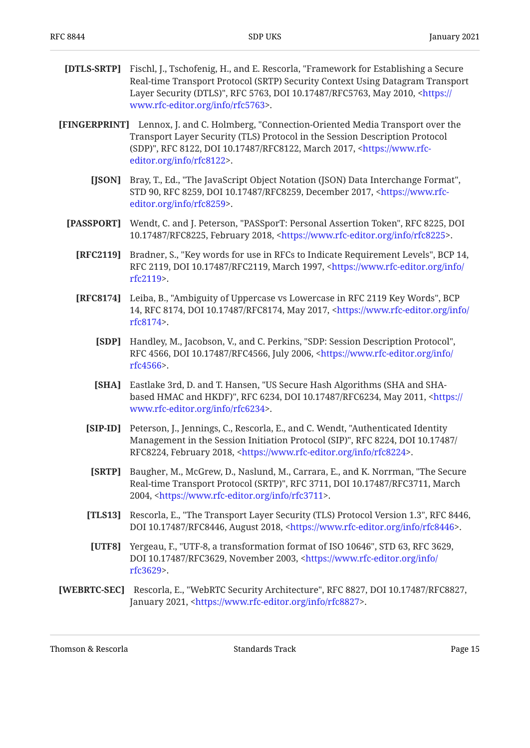**[DTLS-SRTP]** Fischl, J., Tschofenig, H., and E. Rescorla, "Framework for Establishing a Secure Real-time Transport Protocol (SRTP) Security Context Using Datagram Transport Layer Security (DTLS)", RFC 5763, DOI 10.17487/RFC5763, May 2010, <https://www.rfc-editor.org/info/rfc5763>.

**[FINGERPRINT]** Lennox, J. and C. Holmberg, "Connection-Oriented Media Transport over the Transport Layer Security (TLS) Protocol in the Session Description Protocol (SDP)", RFC 8122, DOI 10.17487/RFC8122, March 2017, <https://www.rfc-editor.org/info/rfc8122>.

**[JSON]** Bray, T., Ed., "The JavaScript Object Notation (JSON) Data Interchange Format", STD 90, RFC 8259, DOI 10.17487/RFC8259, December 2017, <https://www.rfc-editor.org/info/rfc8259>.

**[PASSPORT]** Wendt, C. and J. Peterson, "PASSporT: Personal Assertion Token", RFC 8225, DOI 10.17487/RFC8225, February 2018, <https://www.rfc-editor.org/info/rfc8225>.

**[RFC2119]** Bradner, S., "Key words for use in RFCs to Indicate Requirement Levels", BCP 14, RFC 2119, DOI 10.17487/RFC2119, March 1997, <https://www.rfc-editor.org/info/rfc2119>.

**[RFC8174]** Leiba, B., "Ambiguity of Uppercase vs Lowercase in RFC 2119 Key Words", BCP 14, RFC 8174, DOI 10.17487/RFC8174, May 2017, <https://www.rfc-editor.org/info/rfc8174>.

**[SDP]** Handley, M., Jacobson, V., and C. Perkins, "SDP: Session Description Protocol", RFC 4566, DOI 10.17487/RFC4566, July 2006, <https://www.rfc-editor.org/info/rfc4566>.

**[SHA]** Eastlake 3rd, D. and T. Hansen, "US Secure Hash Algorithms (SHA and SHA-based HMAC and HKDF)", RFC 6234, DOI 10.17487/RFC6234, May 2011, <https://www.rfc-editor.org/info/rfc6234>.

**[SIP-ID]** Peterson, J., Jennings, C., Rescorla, E., and C. Wendt, "Authenticated Identity Management in the Session Initiation Protocol (SIP)", RFC 8224, DOI 10.17487/RFC8224, February 2018, <https://www.rfc-editor.org/info/rfc8224>.

**[SRTP]** Baugher, M., McGrew, D., Naslund, M., Carrara, E., and K. Norrman, "The Secure Real-time Transport Protocol (SRTP)", RFC 3711, DOI 10.17487/RFC3711, March 2004, <https://www.rfc-editor.org/info/rfc3711>.

**[TLS13]** Rescorla, E., "The Transport Layer Security (TLS) Protocol Version 1.3", RFC 8446, DOI 10.17487/RFC8446, August 2018, <https://www.rfc-editor.org/info/rfc8446>.

**[UTF8]** Yergeau, F., "UTF-8, a transformation format of ISO 10646", STD 63, RFC 3629, DOI 10.17487/RFC3629, November 2003, <https://www.rfc-editor.org/info/rfc3629>.

**[WEBRTC-SEC]** Rescorla, E., "WebRTC Security Architecture", RFC 8827, DOI 10.17487/RFC8827, January 2021, <https://www.rfc-editor.org/info/rfc8827>.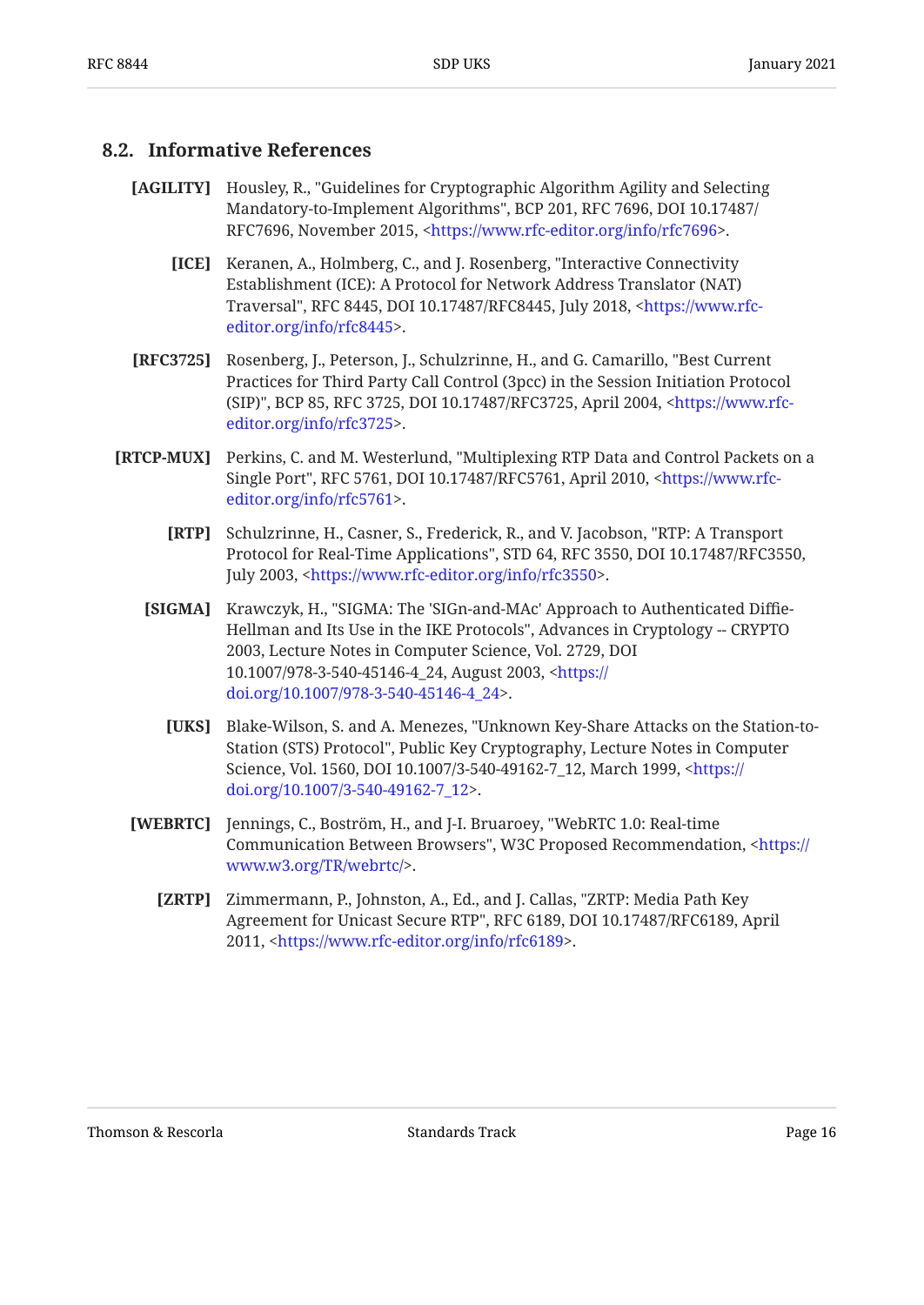### 8.2. Informative References

**[AGILITY]** Housley, R., "Guidelines for Cryptographic Algorithm Agility and Selecting Mandatory-to-Implement Algorithms", BCP 201, RFC 7696, DOI 10.17487/RFC7696, November 2015, <https://www.rfc-editor.org/info/rfc7696>.

**[ICE]** Keranen, A., Holmberg, C., and J. Rosenberg, "Interactive Connectivity Establishment (ICE): A Protocol for Network Address Translator (NAT) Traversal", RFC 8445, DOI 10.17487/RFC8445, July 2018, <https://www.rfc-editor.org/info/rfc8445>.

**[RFC3725]** Rosenberg, J., Peterson, J., Schulzrinne, H., and G. Camarillo, "Best Current Practices for Third Party Call Control (3pcc) in the Session Initiation Protocol (SIP)", BCP 85, RFC 3725, DOI 10.17487/RFC3725, April 2004, <https://www.rfc-editor.org/info/rfc3725>.

**[RTCP-MUX]** Perkins, C. and M. Westerlund, "Multiplexing RTP Data and Control Packets on a Single Port", RFC 5761, DOI 10.17487/RFC5761, April 2010, <https://www.rfc-editor.org/info/rfc5761>.

**[RTP]** Schulzrinne, H., Casner, S., Frederick, R., and V. Jacobson, "RTP: A Transport Protocol for Real-Time Applications", STD 64, RFC 3550, DOI 10.17487/RFC3550, July 2003, <https://www.rfc-editor.org/info/rfc3550>.

**[SIGMA]** Krawczyk, H., "SIGMA: The 'SIGn-and-MAc' Approach to Authenticated Diffie-Hellman and Its Use in the IKE Protocols", Advances in Cryptology -- CRYPTO 2003, Lecture Notes in Computer Science, Vol. 2729, DOI 10.1007/978-3-540-45146-4_24, August 2003, <https://doi.org/10.1007/978-3-540-45146-4_24>.

**[UKS]** Blake-Wilson, S. and A. Menezes, "Unknown Key-Share Attacks on the Station-to-Station (STS) Protocol", Public Key Cryptography, Lecture Notes in Computer Science, Vol. 1560, DOI 10.1007/3-540-49162-7_12, March 1999, <https://doi.org/10.1007/3-540-49162-7_12>.

**[WEBRTC]** Jennings, C., Boström, H., and J-I. Bruaroey, "WebRTC 1.0: Real-time Communication Between Browsers", W3C Proposed Recommendation, <https://www.w3.org/TR/webrtc/>.

**[ZRTP]** Zimmermann, P., Johnston, A., Ed., and J. Callas, "ZRTP: Media Path Key Agreement for Unicast Secure RTP", RFC 6189, DOI 10.17487/RFC6189, April 2011, <https://www.rfc-editor.org/info/rfc6189>.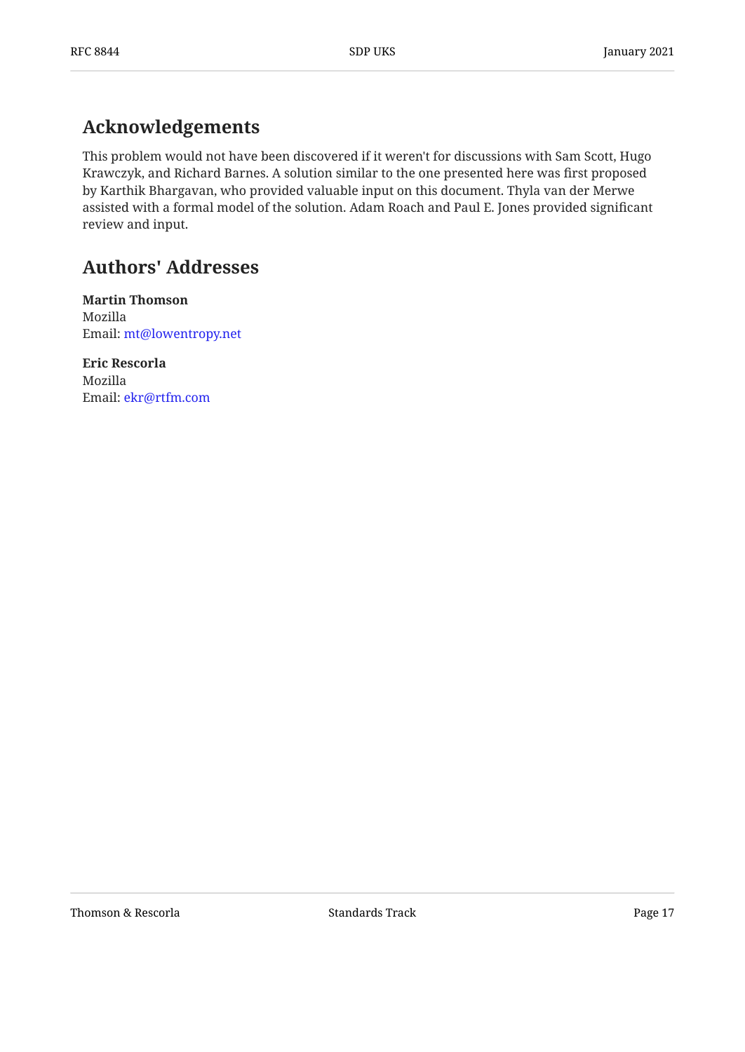## Acknowledgements

This problem would not have been discovered if it weren't for discussions with Sam Scott, Hugo Krawczyk, and Richard Barnes. A solution similar to the one presented here was first proposed by Karthik Bhargavan, who provided valuable input on this document. Thyla van der Merwe assisted with a formal model of the solution. Adam Roach and Paul E. Jones provided significant review and input.

## Authors' Addresses

**Martin Thomson**
Mozilla
Email: mt@lowentropy.net

**Eric Rescorla**
Mozilla
Email: ekr@rtfm.com